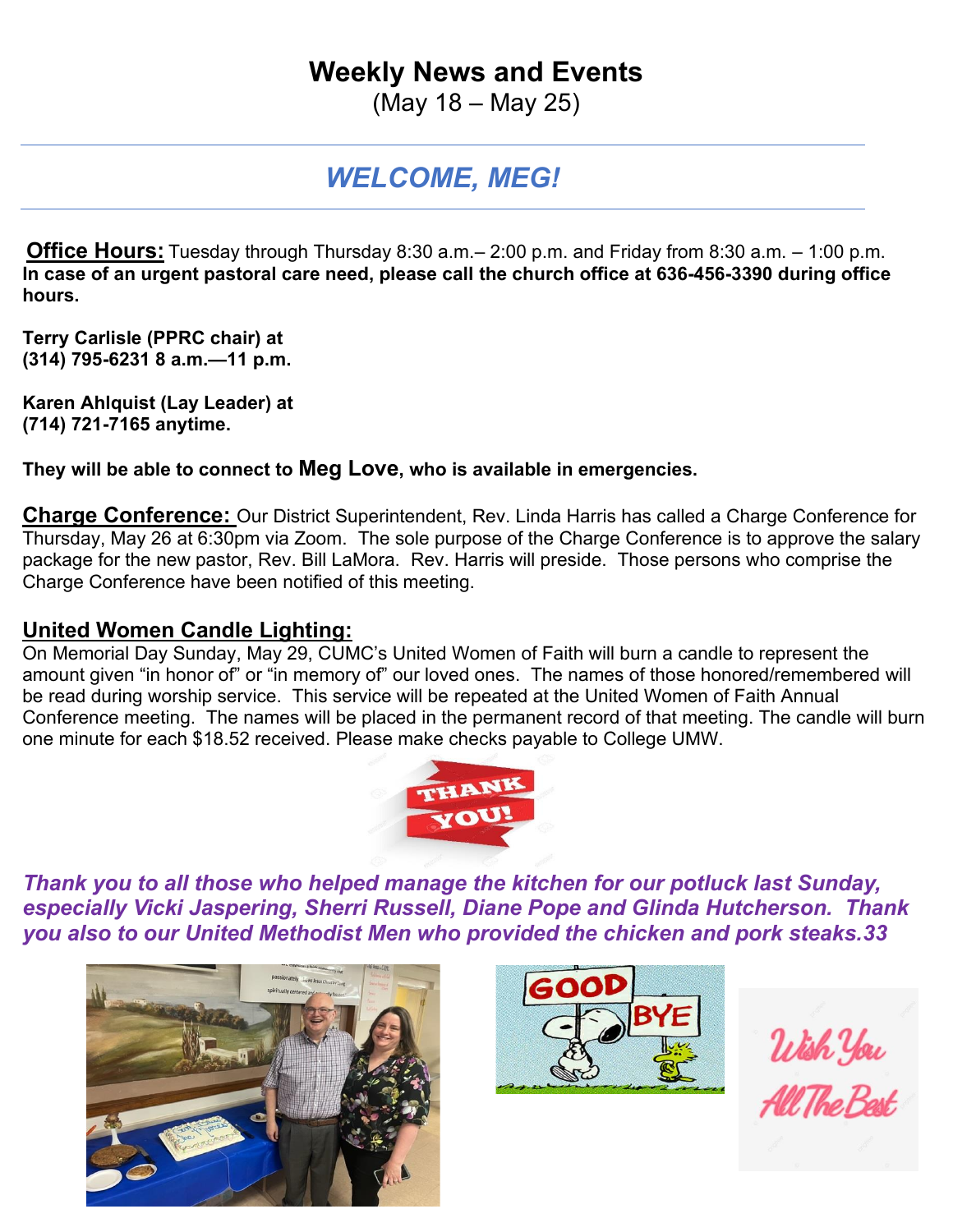# Weekly News and Events

(May 18 – May 25)

## *WELCOME, MEG!*

**Office Hours:** Tuesday through Thursday 8:30 a.m.– 2:00 p.m. and Friday from 8:30 a.m. – 1:00 p.m.
**In case of an urgent pastoral care need, please call the church office at 636-456-3390 during office hours.**

**Terry Carlisle (PPRC chair) at (314) 795-6231 8 a.m.—11 p.m.**

**Karen Ahlquist (Lay Leader) at (714) 721-7165 anytime.**

**They will be able to connect to Meg Love, who is available in emergencies.**

**Charge Conference:** Our District Superintendent, Rev. Linda Harris has called a Charge Conference for Thursday, May 26 at 6:30pm via Zoom. The sole purpose of the Charge Conference is to approve the salary package for the new pastor, Rev. Bill LaMora. Rev. Harris will preside. Those persons who comprise the Charge Conference have been notified of this meeting.

**United Women Candle Lighting:**
On Memorial Day Sunday, May 29, CUMC's United Women of Faith will burn a candle to represent the amount given "in honor of" or "in memory of" our loved ones. The names of those honored/remembered will be read during worship service. This service will be repeated at the United Women of Faith Annual Conference meeting. The names will be placed in the permanent record of that meeting. The candle will burn one minute for each $18.52 received. Please make checks payable to College UMW.

***Thank you to all those who helped manage the kitchen for our potluck last Sunday, especially Vicki Jaspering, Sherri Russell, Diane Pope and Glinda Hutcherson. Thank you also to our United Methodist Men who provided the chicken and pork steaks.33***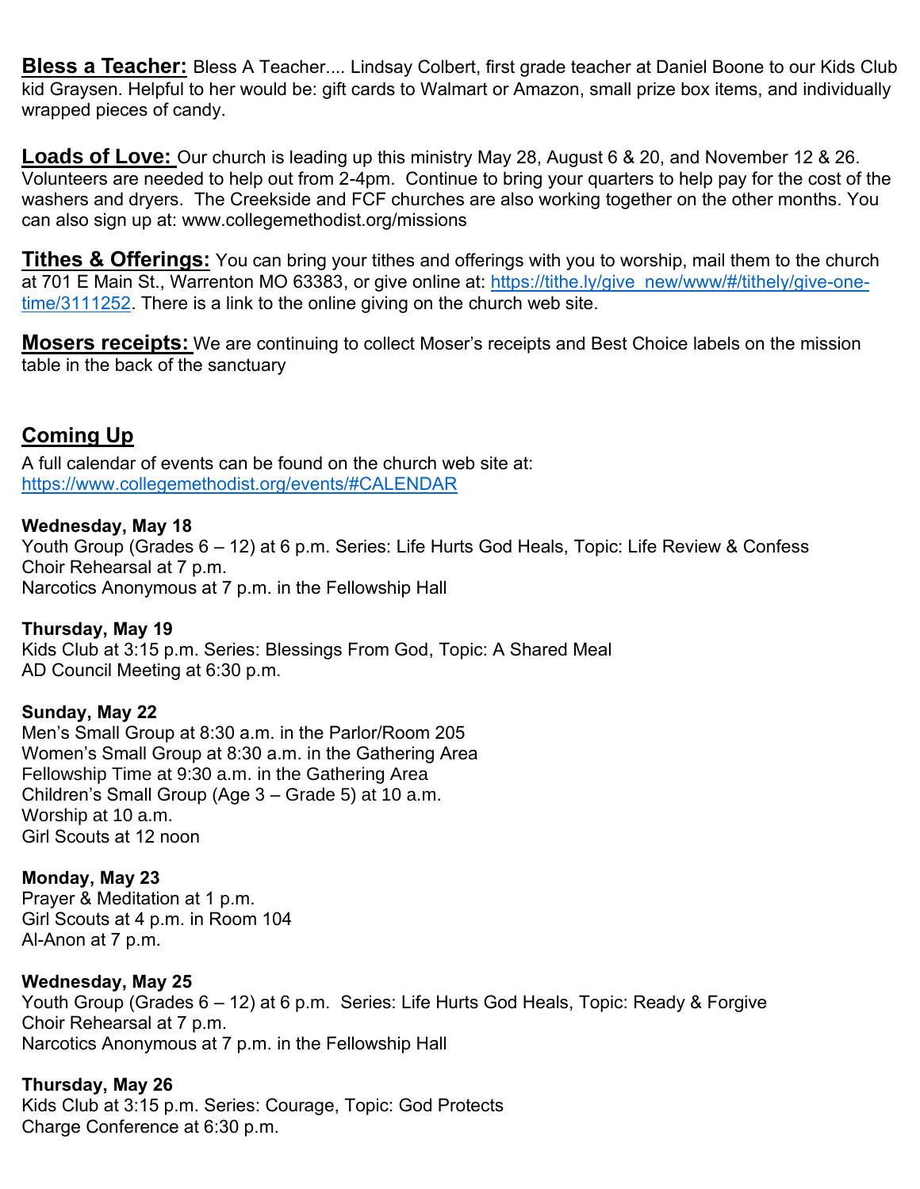**Bless a Teacher:** Bless A Teacher.... Lindsay Colbert, first grade teacher at Daniel Boone to our Kids Club kid Graysen. Helpful to her would be: gift cards to Walmart or Amazon, small prize box items, and individually wrapped pieces of candy.

**Loads of Love:** Our church is leading up this ministry May 28, August 6 & 20, and November 12 & 26. Volunteers are needed to help out from 2-4pm. Continue to bring your quarters to help pay for the cost of the washers and dryers. The Creekside and FCF churches are also working together on the other months. You can also sign up at: www.collegemethodist.org/missions

**Tithes & Offerings:** You can bring your tithes and offerings with you to worship, mail them to the church at 701 E Main St., Warrenton MO 63383, or give online at: https://tithe.ly/give_new/www/#/tithely/give-one-time/3111252. There is a link to the online giving on the church web site.

**Mosers receipts:** We are continuing to collect Moser's receipts and Best Choice labels on the mission table in the back of the sanctuary

## Coming Up

A full calendar of events can be found on the church web site at: https://www.collegemethodist.org/events/#CALENDAR

**Wednesday, May 18**
Youth Group (Grades 6 – 12) at 6 p.m. Series: Life Hurts God Heals, Topic: Life Review & Confess
Choir Rehearsal at 7 p.m.
Narcotics Anonymous at 7 p.m. in the Fellowship Hall

**Thursday, May 19**
Kids Club at 3:15 p.m. Series: Blessings From God, Topic: A Shared Meal
AD Council Meeting at 6:30 p.m.

**Sunday, May 22**
Men's Small Group at 8:30 a.m. in the Parlor/Room 205
Women's Small Group at 8:30 a.m. in the Gathering Area
Fellowship Time at 9:30 a.m. in the Gathering Area
Children's Small Group (Age 3 – Grade 5) at 10 a.m.
Worship at 10 a.m.
Girl Scouts at 12 noon

**Monday, May 23**
Prayer & Meditation at 1 p.m.
Girl Scouts at 4 p.m. in Room 104
Al-Anon at 7 p.m.

**Wednesday, May 25**
Youth Group (Grades 6 – 12) at 6 p.m. Series: Life Hurts God Heals, Topic: Ready & Forgive
Choir Rehearsal at 7 p.m.
Narcotics Anonymous at 7 p.m. in the Fellowship Hall

**Thursday, May 26**
Kids Club at 3:15 p.m. Series: Courage, Topic: God Protects
Charge Conference at 6:30 p.m.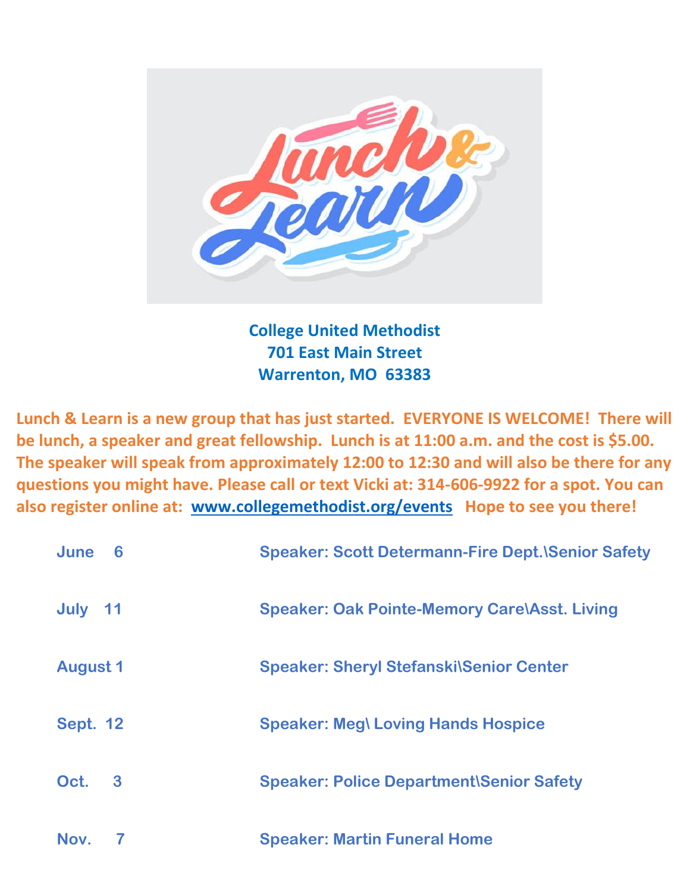# Lunch & Learn

**College United Methodist**
**701 East Main Street**
**Warrenton, MO 63383**

**Lunch & Learn is a new group that has just started. EVERYONE IS WELCOME! There will be lunch, a speaker and great fellowship. Lunch is at 11:00 a.m. and the cost is $5.00. The speaker will speak from approximately 12:00 to 12:30 and will also be there for any questions you might have. Please call or text Vicki at: 314-606-9922 for a spot. You can also register online at: www.collegemethodist.org/events Hope to see you there!**

| | |
|---|---|
| **June 6** | **Speaker: Scott Determann-Fire Dept.\Senior Safety** |
| **July 11** | **Speaker: Oak Pointe-Memory Care\Asst. Living** |
| **August 1** | **Speaker: Sheryl Stefanski\Senior Center** |
| **Sept. 12** | **Speaker: Meg\ Loving Hands Hospice** |
| **Oct. 3** | **Speaker: Police Department\Senior Safety** |
| **Nov. 7** | **Speaker: Martin Funeral Home** |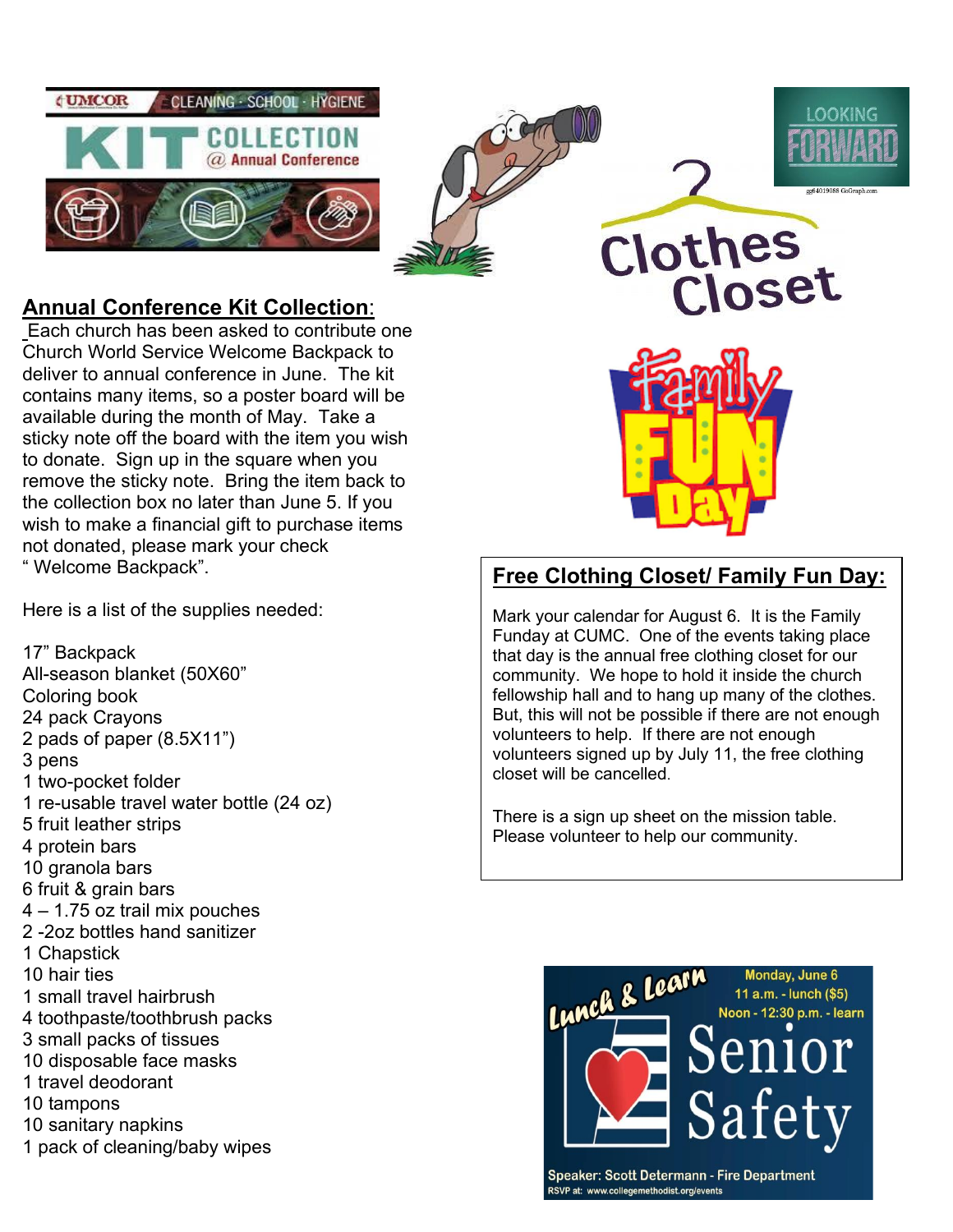## Annual Conference Kit Collection:

Each church has been asked to contribute one Church World Service Welcome Backpack to deliver to annual conference in June. The kit contains many items, so a poster board will be available during the month of May. Take a sticky note off the board with the item you wish to donate. Sign up in the square when you remove the sticky note. Bring the item back to the collection box no later than June 5. If you wish to make a financial gift to purchase items not donated, please mark your check " Welcome Backpack".

Here is a list of the supplies needed:

17" Backpack
All-season blanket (50X60"
Coloring book
24 pack Crayons
2 pads of paper (8.5X11")
3 pens
1 two-pocket folder
1 re-usable travel water bottle (24 oz)
5 fruit leather strips
4 protein bars
10 granola bars
6 fruit & grain bars
4 – 1.75 oz trail mix pouches
2 -2oz bottles hand sanitizer
1 Chapstick
10 hair ties
1 small travel hairbrush
4 toothpaste/toothbrush packs
3 small packs of tissues
10 disposable face masks
1 travel deodorant
10 tampons
10 sanitary napkins
1 pack of cleaning/baby wipes

## Free Clothing Closet/ Family Fun Day:

Mark your calendar for August 6. It is the Family Funday at CUMC. One of the events taking place that day is the annual free clothing closet for our community. We hope to hold it inside the church fellowship hall and to hang up many of the clothes. But, this will not be possible if there are not enough volunteers to help. If there are not enough volunteers signed up by July 11, the free clothing closet will be cancelled.

There is a sign up sheet on the mission table. Please volunteer to help our community.

## Lunch & Learn: Senior Safety

Monday, June 6
11 a.m. - lunch ($5)
Noon - 12:30 p.m. - learn

Speaker: Scott Determann - Fire Department
RSVP at: www.collegemethodist.org/events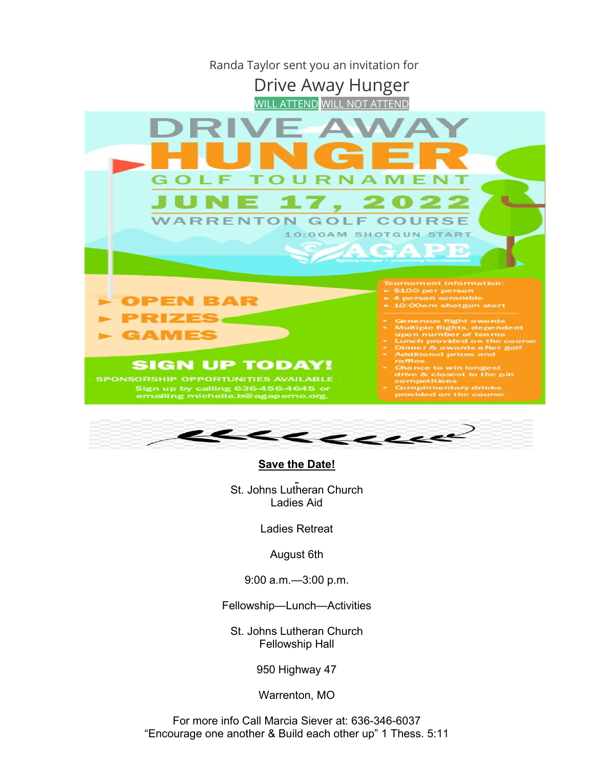Randa Taylor sent you an invitation for

# Drive Away Hunger

WILL ATTEND WILL NOT ATTEND

# DRIVE AWAY HUNGER

## GOLF TOURNAMENT

## JUNE 17, 2022

WARRENTON GOLF COURSE

10:00AM SHOTGUN START

AGAPE

fighting hunger • preventing homelessness

- OPEN BAR
- PRIZES
- GAMES

**SIGN UP TODAY!**

SPONSORSHIP OPPORTUNITIES AVAILABLE

Sign up by calling 636-456-4645 or emailing michelle.b@agapemo.org.

Tournament Information:

- $100 per person
- 4 person scramble
- 10:00am shotgun start

- Generous flight awards
- Multiple flights, dependent upon number of teams
- Lunch provided on the course
- Dinner & awards after golf
- Additional prizes and raffles
- Chance to win longest drive & closest to the pin competitions
- Complimentary drinks provided on the course

---

**Save the Date!**

St. Johns Lutheran Church
Ladies Aid

Ladies Retreat

August 6th

9:00 a.m.—3:00 p.m.

Fellowship—Lunch—Activities

St. Johns Lutheran Church
Fellowship Hall

950 Highway 47

Warrenton, MO

For more info Call Marcia Siever at: 636-346-6037
"Encourage one another & Build each other up" 1 Thess. 5:11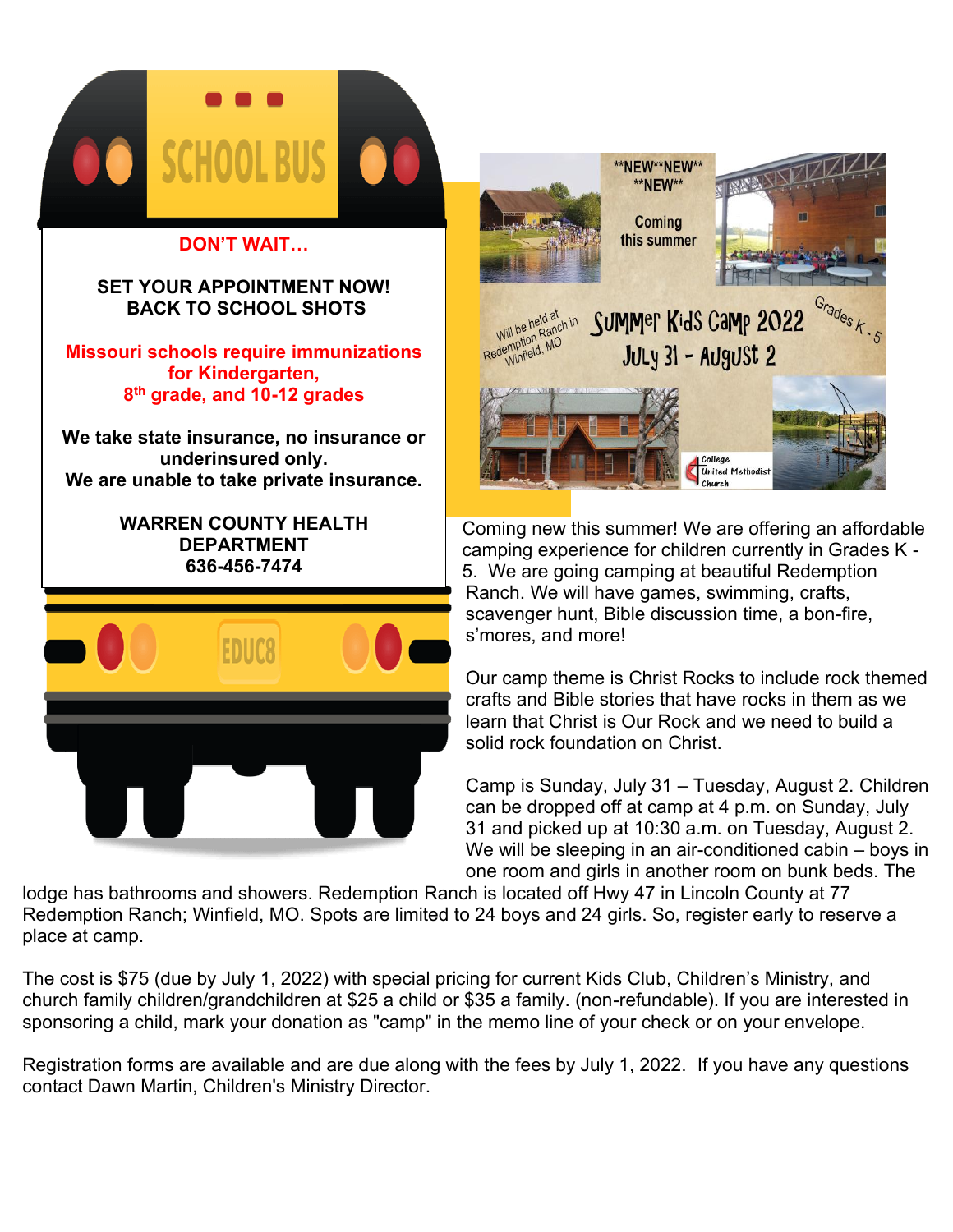SCHOOL BUS

**DON'T WAIT…**

**SET YOUR APPOINTMENT NOW!**
**BACK TO SCHOOL SHOTS**

**Missouri schools require immunizations for Kindergarten, 8th grade, and 10-12 grades**

**We take state insurance, no insurance or underinsured only.**
**We are unable to take private insurance.**

**WARREN COUNTY HEALTH DEPARTMENT**
**636-456-7474**

EDUC8

\*\*NEW\*\*NEW\*\*
\*\*NEW\*\*

Coming this summer

Will be held at Redemption Ranch in Winfield, MO

## Summer Kids Camp 2022

July 31 - August 2

Grades K - 5

College United Methodist Church

Coming new this summer! We are offering an affordable camping experience for children currently in Grades K - 5. We are going camping at beautiful Redemption Ranch. We will have games, swimming, crafts, scavenger hunt, Bible discussion time, a bon-fire, s'mores, and more!

Our camp theme is Christ Rocks to include rock themed crafts and Bible stories that have rocks in them as we learn that Christ is Our Rock and we need to build a solid rock foundation on Christ.

Camp is Sunday, July 31 – Tuesday, August 2. Children can be dropped off at camp at 4 p.m. on Sunday, July 31 and picked up at 10:30 a.m. on Tuesday, August 2. We will be sleeping in an air-conditioned cabin – boys in one room and girls in another room on bunk beds. The lodge has bathrooms and showers. Redemption Ranch is located off Hwy 47 in Lincoln County at 77 Redemption Ranch; Winfield, MO. Spots are limited to 24 boys and 24 girls. So, register early to reserve a place at camp.

The cost is $75 (due by July 1, 2022) with special pricing for current Kids Club, Children's Ministry, and church family children/grandchildren at $25 a child or $35 a family. (non-refundable). If you are interested in sponsoring a child, mark your donation as "camp" in the memo line of your check or on your envelope.

Registration forms are available and are due along with the fees by July 1, 2022. If you have any questions contact Dawn Martin, Children's Ministry Director.